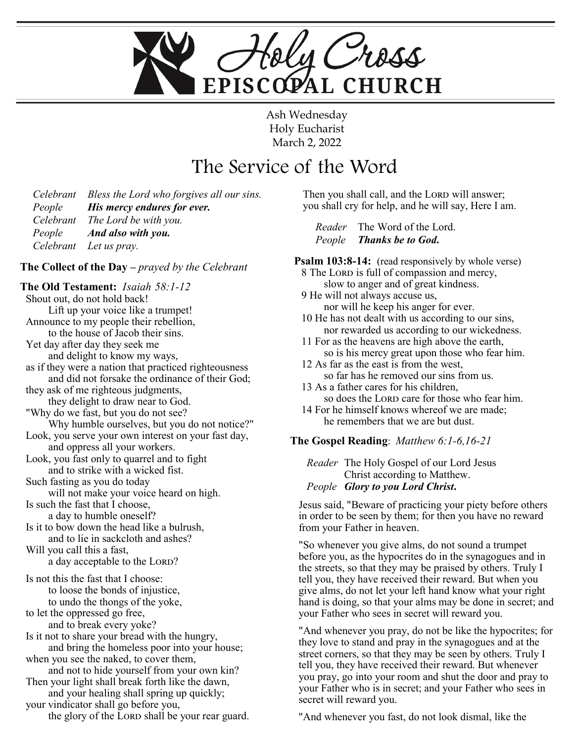# Holy Cross EPISCOPAL CHURCH

Ash Wednesday
Holy Eucharist
March 2, 2022

## The Service of the Word

*Celebrant* *Bless the Lord who forgives all our sins.*
*People* ***His mercy endures for ever.***
*Celebrant* *The Lord be with you.*
*People* ***And also with you.***
*Celebrant* *Let us pray.*

**The Collect of the Day** – *prayed by the Celebrant*

**The Old Testament:** *Isaiah 58:1-12*

Shout out, do not hold back!
Lift up your voice like a trumpet!
Announce to my people their rebellion,
to the house of Jacob their sins.
Yet day after day they seek me
and delight to know my ways,
as if they were a nation that practiced righteousness
and did not forsake the ordinance of their God;
they ask of me righteous judgments,
they delight to draw near to God.
"Why do we fast, but you do not see?
Why humble ourselves, but you do not notice?"
Look, you serve your own interest on your fast day,
and oppress all your workers.
Look, you fast only to quarrel and to fight
and to strike with a wicked fist.
Such fasting as you do today
will not make your voice heard on high.
Is such the fast that I choose,
a day to humble oneself?
Is it to bow down the head like a bulrush,
and to lie in sackcloth and ashes?
Will you call this a fast,
a day acceptable to the LORD?

Is not this the fast that I choose:
to loose the bonds of injustice,
to undo the thongs of the yoke,
to let the oppressed go free,
and to break every yoke?
Is it not to share your bread with the hungry,
and bring the homeless poor into your house;
when you see the naked, to cover them,
and not to hide yourself from your own kin?
Then your light shall break forth like the dawn,
and your healing shall spring up quickly;
your vindicator shall go before you,
the glory of the LORD shall be your rear guard.
Then you shall call, and the LORD will answer;
you shall cry for help, and he will say, Here I am.

*Reader* The Word of the Lord.
*People* ***Thanks be to God.***

**Psalm 103:8-14:** (read responsively by whole verse)

8 The LORD is full of compassion and mercy,
slow to anger and of great kindness.
9 He will not always accuse us,
nor will he keep his anger for ever.
10 He has not dealt with us according to our sins,
nor rewarded us according to our wickedness.
11 For as the heavens are high above the earth,
so is his mercy great upon those who fear him.
12 As far as the east is from the west,
so far has he removed our sins from us.
13 As a father cares for his children,
so does the LORD care for those who fear him.
14 For he himself knows whereof we are made;
he remembers that we are but dust.

**The Gospel Reading**: *Matthew 6:1-6,16-21*

*Reader* The Holy Gospel of our Lord Jesus Christ according to Matthew.
*People* ***Glory to you Lord Christ.***

Jesus said, "Beware of practicing your piety before others in order to be seen by them; for then you have no reward from your Father in heaven.

"So whenever you give alms, do not sound a trumpet before you, as the hypocrites do in the synagogues and in the streets, so that they may be praised by others. Truly I tell you, they have received their reward. But when you give alms, do not let your left hand know what your right hand is doing, so that your alms may be done in secret; and your Father who sees in secret will reward you.

"And whenever you pray, do not be like the hypocrites; for they love to stand and pray in the synagogues and at the street corners, so that they may be seen by others. Truly I tell you, they have received their reward. But whenever you pray, go into your room and shut the door and pray to your Father who is in secret; and your Father who sees in secret will reward you.

"And whenever you fast, do not look dismal, like the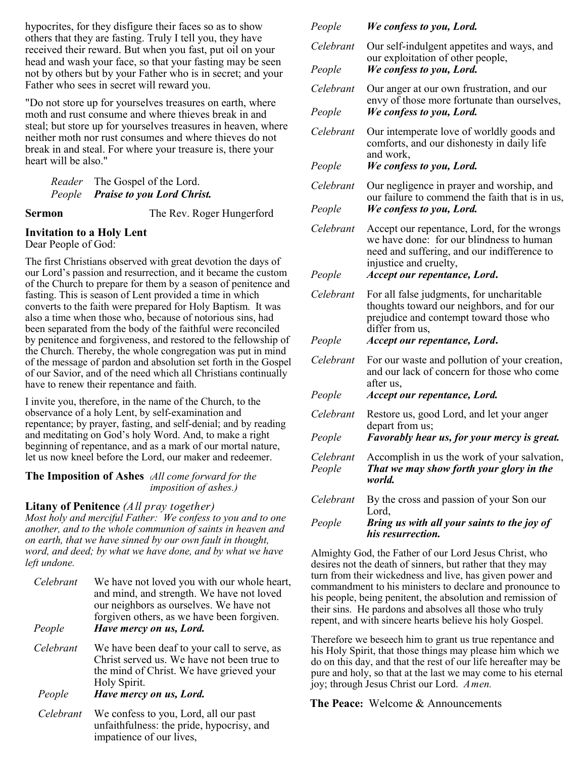hypocrites, for they disfigure their faces so as to show others that they are fasting. Truly I tell you, they have received their reward. But when you fast, put oil on your head and wash your face, so that your fasting may be seen not by others but by your Father who is in secret; and your Father who sees in secret will reward you.

"Do not store up for yourselves treasures on earth, where moth and rust consume and where thieves break in and steal; but store up for yourselves treasures in heaven, where neither moth nor rust consumes and where thieves do not break in and steal. For where your treasure is, there your heart will be also."

*Reader* The Gospel of the Lord.
*People* ***Praise to you Lord Christ.***

**Sermon** The Rev. Roger Hungerford

**Invitation to a Holy Lent**
Dear People of God:

The first Christians observed with great devotion the days of our Lord's passion and resurrection, and it became the custom of the Church to prepare for them by a season of penitence and fasting. This is season of Lent provided a time in which converts to the faith were prepared for Holy Baptism. It was also a time when those who, because of notorious sins, had been separated from the body of the faithful were reconciled by penitence and forgiveness, and restored to the fellowship of the Church. Thereby, the whole congregation was put in mind of the message of pardon and absolution set forth in the Gospel of our Savior, and of the need which all Christians continually have to renew their repentance and faith.

I invite you, therefore, in the name of the Church, to the observance of a holy Lent, by self-examination and repentance; by prayer, fasting, and self-denial; and by reading and meditating on God's holy Word. And, to make a right beginning of repentance, and as a mark of our mortal nature, let us now kneel before the Lord, our maker and redeemer.

**The Imposition of Ashes** *(All come forward for the imposition of ashes.)*

**Litany of Penitence** *(All pray together)*
*Most holy and merciful Father: We confess to you and to one another, and to the whole communion of saints in heaven and on earth, that we have sinned by our own fault in thought, word, and deed; by what we have done, and by what we have left undone.*

*Celebrant* We have not loved you with our whole heart, and mind, and strength. We have not loved our neighbors as ourselves. We have not forgiven others, as we have been forgiven.
*People* ***Have mercy on us, Lord.***

*Celebrant* We have been deaf to your call to serve, as Christ served us. We have not been true to the mind of Christ. We have grieved your Holy Spirit.
*People* ***Have mercy on us, Lord.***

*Celebrant* We confess to you, Lord, all our past unfaithfulness: the pride, hypocrisy, and impatience of our lives,
*People* ***We confess to you, Lord.***

*Celebrant* Our self-indulgent appetites and ways, and our exploitation of other people,
*People* ***We confess to you, Lord.***

*Celebrant* Our anger at our own frustration, and our envy of those more fortunate than ourselves,
*People* ***We confess to you, Lord.***

*Celebrant* Our intemperate love of worldly goods and comforts, and our dishonesty in daily life and work,
*People* ***We confess to you, Lord.***

*Celebrant* Our negligence in prayer and worship, and our failure to commend the faith that is in us,
*People* ***We confess to you, Lord.***

*Celebrant* Accept our repentance, Lord, for the wrongs we have done: for our blindness to human need and suffering, and our indifference to injustice and cruelty,
*People* ***Accept our repentance, Lord.***

*Celebrant* For all false judgments, for uncharitable thoughts toward our neighbors, and for our prejudice and contempt toward those who differ from us,
*People* ***Accept our repentance, Lord.***

*Celebrant* For our waste and pollution of your creation, and our lack of concern for those who come after us,
*People* ***Accept our repentance, Lord.***

*Celebrant* Restore us, good Lord, and let your anger depart from us;
*People* ***Favorably hear us, for your mercy is great.***

*Celebrant* Accomplish in us the work of your salvation,
*People* ***That we may show forth your glory in the world.***

*Celebrant* By the cross and passion of your Son our Lord,
*People* ***Bring us with all your saints to the joy of his resurrection.***

Almighty God, the Father of our Lord Jesus Christ, who desires not the death of sinners, but rather that they may turn from their wickedness and live, has given power and commandment to his ministers to declare and pronounce to his people, being penitent, the absolution and remission of their sins. He pardons and absolves all those who truly repent, and with sincere hearts believe his holy Gospel.

Therefore we beseech him to grant us true repentance and his Holy Spirit, that those things may please him which we do on this day, and that the rest of our life hereafter may be pure and holy, so that at the last we may come to his eternal joy; through Jesus Christ our Lord. *Amen.*

**The Peace:** Welcome & Announcements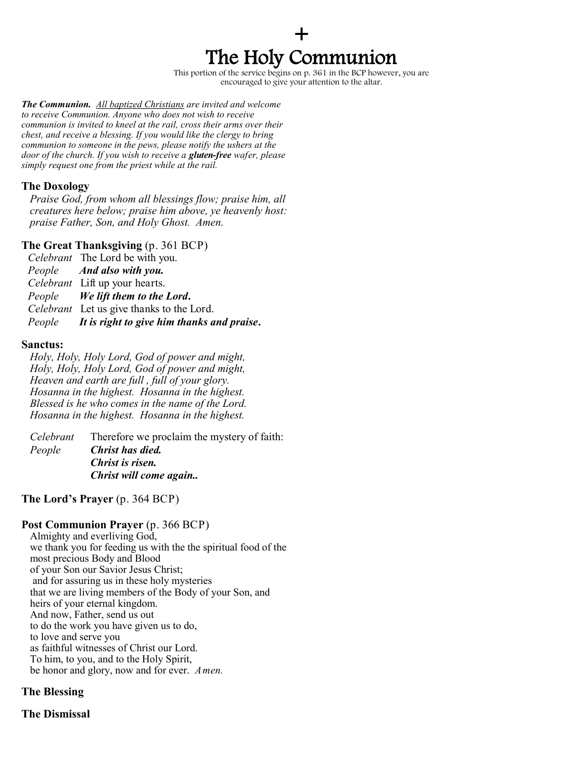# +
# The Holy Communion

This portion of the service begins on p. 361 in the BCP however, you are encouraged to give your attention to the altar.

***The Communion.*** *All baptized Christians are invited and welcome to receive Communion. Anyone who does not wish to receive communion is invited to kneel at the rail, cross their arms over their chest, and receive a blessing. If you would like the clergy to bring communion to someone in the pews, please notify the ushers at the door of the church. If you wish to receive a* ***gluten-free*** *wafer, please simply request one from the priest while at the rail.*

**The Doxology**

*Praise God, from whom all blessings flow; praise him, all creatures here below; praise him above, ye heavenly host: praise Father, Son, and Holy Ghost. Amen.*

**The Great Thanksgiving** (p. 361 BCP)

*Celebrant* The Lord be with you.
*People* ***And also with you.***
*Celebrant* Lift up your hearts.
*People* ***We lift them to the Lord.***
*Celebrant* Let us give thanks to the Lord.
*People* ***It is right to give him thanks and praise.***

**Sanctus:**

*Holy, Holy, Holy Lord, God of power and might,*
*Holy, Holy, Holy Lord, God of power and might,*
*Heaven and earth are full , full of your glory.*
*Hosanna in the highest. Hosanna in the highest.*
*Blessed is he who comes in the name of the Lord.*
*Hosanna in the highest. Hosanna in the highest.*

*Celebrant* Therefore we proclaim the mystery of faith:
*People* ***Christ has died.***
***Christ is risen.***
***Christ will come again..***

**The Lord's Prayer** (p. 364 BCP)

**Post Communion Prayer** (p. 366 BCP)

Almighty and everliving God,
we thank you for feeding us with the the spiritual food of the most precious Body and Blood
of your Son our Savior Jesus Christ;
and for assuring us in these holy mysteries
that we are living members of the Body of your Son, and heirs of your eternal kingdom.
And now, Father, send us out
to do the work you have given us to do,
to love and serve you
as faithful witnesses of Christ our Lord.
To him, to you, and to the Holy Spirit,
be honor and glory, now and for ever. *Amen.*

**The Blessing**

**The Dismissal**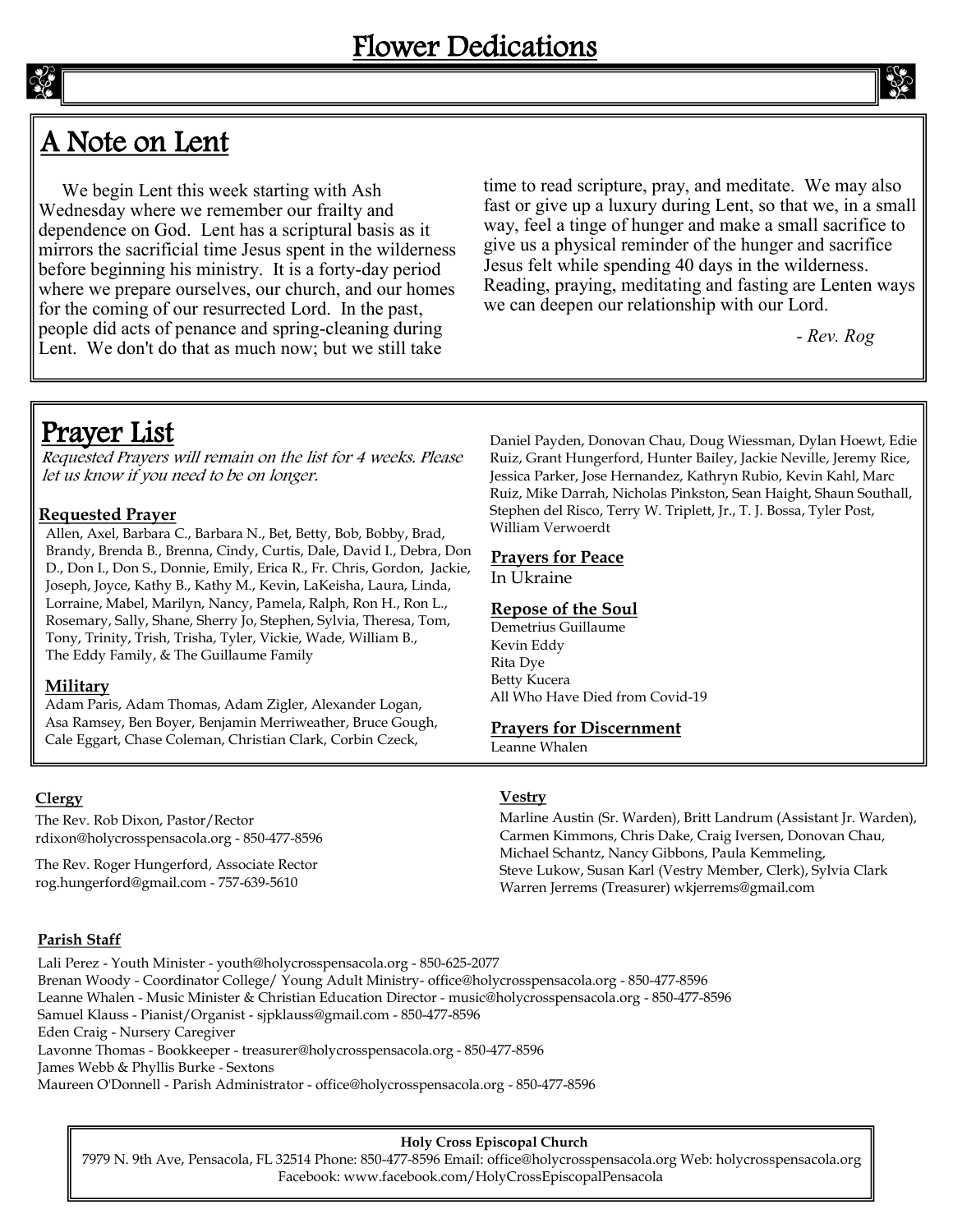# Flower Dedications

## A Note on Lent

We begin Lent this week starting with Ash Wednesday where we remember our frailty and dependence on God. Lent has a scriptural basis as it mirrors the sacrificial time Jesus spent in the wilderness before beginning his ministry. It is a forty-day period where we prepare ourselves, our church, and our homes for the coming of our resurrected Lord. In the past, people did acts of penance and spring-cleaning during Lent. We don't do that as much now; but we still take time to read scripture, pray, and meditate. We may also fast or give up a luxury during Lent, so that we, in a small way, feel a tinge of hunger and make a small sacrifice to give us a physical reminder of the hunger and sacrifice Jesus felt while spending 40 days in the wilderness. Reading, praying, meditating and fasting are Lenten ways we can deepen our relationship with our Lord.

*- Rev. Rog*

## Prayer List

*Requested Prayers will remain on the list for 4 weeks. Please let us know if you need to be on longer.*

**Requested Prayer**

Allen, Axel, Barbara C., Barbara N., Bet, Betty, Bob, Bobby, Brad, Brandy, Brenda B., Brenna, Cindy, Curtis, Dale, David I., Debra, Don D., Don I., Don S., Donnie, Emily, Erica R., Fr. Chris, Gordon, Jackie, Joseph, Joyce, Kathy B., Kathy M., Kevin, LaKeisha, Laura, Linda, Lorraine, Mabel, Marilyn, Nancy, Pamela, Ralph, Ron H., Ron L., Rosemary, Sally, Shane, Sherry Jo, Stephen, Sylvia, Theresa, Tom, Tony, Trinity, Trish, Trisha, Tyler, Vickie, Wade, William B., The Eddy Family, & The Guillaume Family

**Military**

Adam Paris, Adam Thomas, Adam Zigler, Alexander Logan, Asa Ramsey, Ben Boyer, Benjamin Merriweather, Bruce Gough, Cale Eggart, Chase Coleman, Christian Clark, Corbin Czeck, Daniel Payden, Donovan Chau, Doug Wiessman, Dylan Hoewt, Edie Ruiz, Grant Hungerford, Hunter Bailey, Jackie Neville, Jeremy Rice, Jessica Parker, Jose Hernandez, Kathryn Rubio, Kevin Kahl, Marc Ruiz, Mike Darrah, Nicholas Pinkston, Sean Haight, Shaun Southall, Stephen del Risco, Terry W. Triplett, Jr., T. J. Bossa, Tyler Post, William Verwoerdt

**Prayers for Peace**

In Ukraine

**Repose of the Soul**

Demetrius Guillaume
Kevin Eddy
Rita Dye
Betty Kucera
All Who Have Died from Covid-19

**Prayers for Discernment**

Leanne Whalen

**Clergy**

The Rev. Rob Dixon, Pastor/Rector
rdixon@holycrosspensacola.org - 850-477-8596

The Rev. Roger Hungerford, Associate Rector
rog.hungerford@gmail.com - 757-639-5610

**Vestry**

Marline Austin (Sr. Warden), Britt Landrum (Assistant Jr. Warden), Carmen Kimmons, Chris Dake, Craig Iversen, Donovan Chau, Michael Schantz, Nancy Gibbons, Paula Kemmeling, Steve Lukow, Susan Karl (Vestry Member, Clerk), Sylvia Clark Warren Jerrems (Treasurer) wkjerrems@gmail.com

**Parish Staff**

Lali Perez - Youth Minister - youth@holycrosspensacola.org - 850-625-2077
Brenan Woody - Coordinator College/ Young Adult Ministry- office@holycrosspensacola.org - 850-477-8596
Leanne Whalen - Music Minister & Christian Education Director - music@holycrosspensacola.org - 850-477-8596
Samuel Klauss - Pianist/Organist - sjpklauss@gmail.com - 850-477-8596
Eden Craig - Nursery Caregiver
Lavonne Thomas - Bookkeeper - treasurer@holycrosspensacola.org - 850-477-8596
James Webb & Phyllis Burke - Sextons
Maureen O'Donnell - Parish Administrator - office@holycrosspensacola.org - 850-477-8596

**Holy Cross Episcopal Church**
7979 N. 9th Ave, Pensacola, FL 32514 Phone: 850-477-8596 Email: office@holycrosspensacola.org Web: holycrosspensacola.org
Facebook: www.facebook.com/HolyCrossEpiscopalPensacola